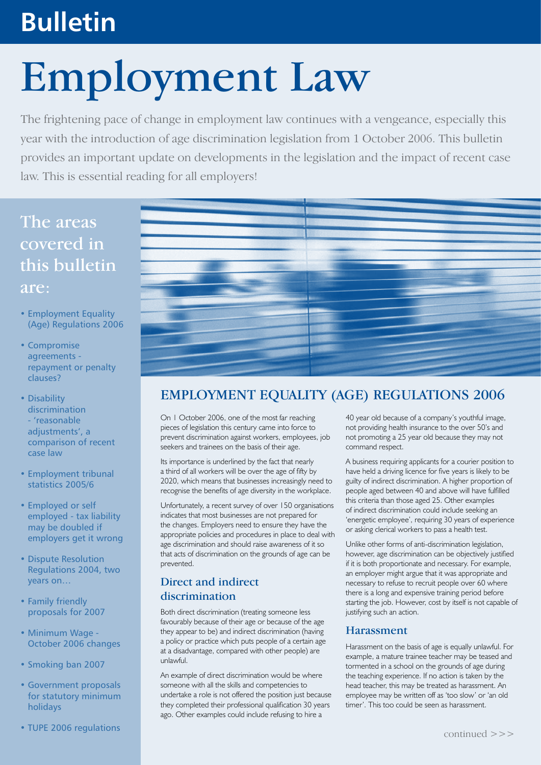# Bulletin

# Employment Law

The frightening pace of change in employment law continues with a vengeance, especially this year with the introduction of age discrimination legislation from 1 October 2006. This bulletin provides an important update on developments in the legislation and the impact of recent case law. This is essential reading for all employers!

## The areas covered in this bulletin are:

- Employment Equality (Age) Regulations 2006
- Compromise agreements - repayment or penalty clauses?
- Disability discrimination - 'reasonable adjustments', a comparison of recent case law
- Employment tribunal statistics 2005/6
- Employed or self employed - tax liability may be doubled if employers get it wrong
- Dispute Resolution Regulations 2004, two years on…
- Family friendly proposals for 2007
- Minimum Wage - October 2006 changes
- Smoking ban 2007
- Government proposals for statutory minimum holidays
- TUPE 2006 regulations

## EMPLOYMENT EQUALITY (AGE) REGULATIONS 2006

On 1 October 2006, one of the most far reaching pieces of legislation this century came into force to prevent discrimination against workers, employees, job seekers and trainees on the basis of their age.

Its importance is underlined by the fact that nearly a third of all workers will be over the age of fifty by 2020, which means that businesses increasingly need to recognise the benefits of age diversity in the workplace.

Unfortunately, a recent survey of over 150 organisations indicates that most businesses are not prepared for the changes. Employers need to ensure they have the appropriate policies and procedures in place to deal with age discrimination and should raise awareness of it so that acts of discrimination on the grounds of age can be prevented.

### Direct and indirect discrimination

Both direct discrimination (treating someone less favourably because of their age or because of the age they appear to be) and indirect discrimination (having a policy or practice which puts people of a certain age at a disadvantage, compared with other people) are unlawful.

An example of direct discrimination would be where someone with all the skills and competencies to undertake a role is not offered the position just because they completed their professional qualification 30 years ago. Other examples could include refusing to hire a 40 year old because of a company's youthful image, not providing health insurance to the over 50's and not promoting a 25 year old because they may not command respect.

A business requiring applicants for a courier position to have held a driving licence for five years is likely to be guilty of indirect discrimination. A higher proportion of people aged between 40 and above will have fulfilled this criteria than those aged 25. Other examples of indirect discrimination could include seeking an 'energetic employee', requiring 30 years of experience or asking clerical workers to pass a health test.

Unlike other forms of anti-discrimination legislation, however, age discrimination can be objectively justified if it is both proportionate and necessary. For example, an employer might argue that it was appropriate and necessary to refuse to recruit people over 60 where there is a long and expensive training period before starting the job. However, cost by itself is not capable of justifying such an action.

### Harassment

Harassment on the basis of age is equally unlawful. For example, a mature trainee teacher may be teased and tormented in a school on the grounds of age during the teaching experience. If no action is taken by the head teacher, this may be treated as harassment. An employee may be written off as 'too slow' or 'an old timer'. This too could be seen as harassment.

continued >>>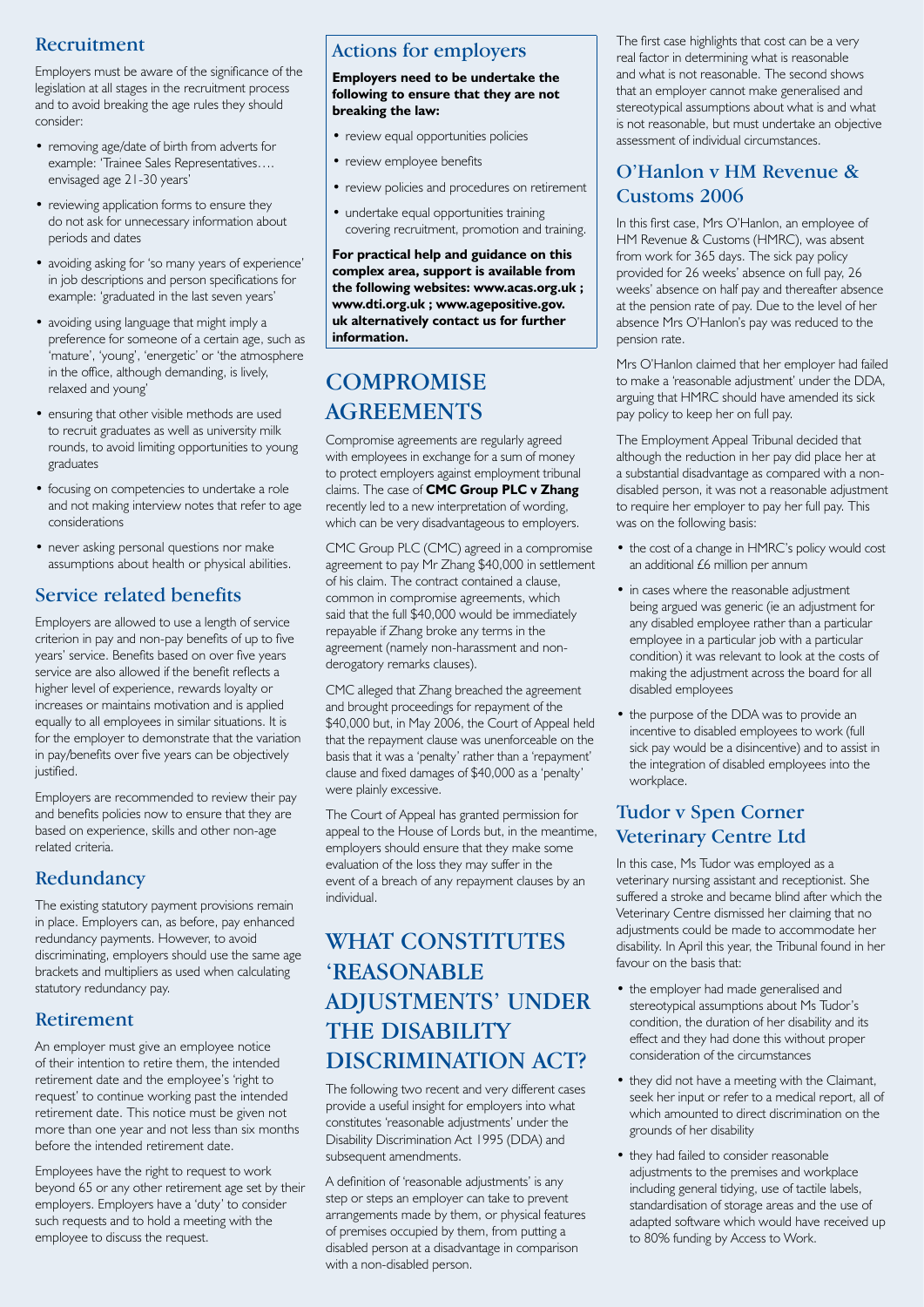## Recruitment

Employers must be aware of the significance of the legislation at all stages in the recruitment process and to avoid breaking the age rules they should consider:

- removing age/date of birth from adverts for example: 'Trainee Sales Representatives…. envisaged age 21-30 years'
- reviewing application forms to ensure they do not ask for unnecessary information about periods and dates
- avoiding asking for 'so many years of experience' in job descriptions and person specifications for example: 'graduated in the last seven years'
- avoiding using language that might imply a preference for someone of a certain age, such as 'mature', 'young', 'energetic' or 'the atmosphere in the office, although demanding, is lively, relaxed and young'
- ensuring that other visible methods are used to recruit graduates as well as university milk rounds, to avoid limiting opportunities to young graduates
- focusing on competencies to undertake a role and not making interview notes that refer to age considerations
- never asking personal questions nor make assumptions about health or physical abilities.

## Service related benefits

Employers are allowed to use a length of service criterion in pay and non-pay benefits of up to five years' service. Benefits based on over five years service are also allowed if the benefit reflects a higher level of experience, rewards loyalty or increases or maintains motivation and is applied equally to all employees in similar situations. It is for the employer to demonstrate that the variation in pay/benefits over five years can be objectively justified.

Employers are recommended to review their pay and benefits policies now to ensure that they are based on experience, skills and other non-age related criteria.

## Redundancy

The existing statutory payment provisions remain in place. Employers can, as before, pay enhanced redundancy payments. However, to avoid discriminating, employers should use the same age brackets and multipliers as used when calculating statutory redundancy pay.

## Retirement

An employer must give an employee notice of their intention to retire them, the intended retirement date and the employee's 'right to request' to continue working past the intended retirement date. This notice must be given not more than one year and not less than six months before the intended retirement date.

Employees have the right to request to work beyond 65 or any other retirement age set by their employers. Employers have a 'duty' to consider such requests and to hold a meeting with the employee to discuss the request.

## Actions for employers

**Employers need to be undertake the following to ensure that they are not breaking the law:**

- review equal opportunities policies
- review employee benefits
- review policies and procedures on retirement
- undertake equal opportunities training covering recruitment, promotion and training.

**For practical help and guidance on this complex area, support is available from the following websites: www.acas.org.uk ; www.dti.org.uk ; www.agepositive.gov.uk alternatively contact us for further information.**

# COMPROMISE AGREEMENTS

Compromise agreements are regularly agreed with employees in exchange for a sum of money to protect employers against employment tribunal claims. The case of **CMC Group PLC v Zhang** recently led to a new interpretation of wording, which can be very disadvantageous to employers.

CMC Group PLC (CMC) agreed in a compromise agreement to pay Mr Zhang $40,000 in settlement of his claim. The contract contained a clause, common in compromise agreements, which said that the full $40,000 would be immediately repayable if Zhang broke any terms in the agreement (namely non-harassment and non-derogatory remarks clauses).

CMC alleged that Zhang breached the agreement and brought proceedings for repayment of the $40,000 but, in May 2006, the Court of Appeal held that the repayment clause was unenforceable on the basis that it was a 'penalty' rather than a 'repayment' clause and fixed damages of $40,000 as a 'penalty' were plainly excessive.

The Court of Appeal has granted permission for appeal to the House of Lords but, in the meantime, employers should ensure that they make some evaluation of the loss they may suffer in the event of a breach of any repayment clauses by an individual.

# WHAT CONSTITUTES 'REASONABLE ADJUSTMENTS' UNDER THE DISABILITY DISCRIMINATION ACT?

The following two recent and very different cases provide a useful insight for employers into what constitutes 'reasonable adjustments' under the Disability Discrimination Act 1995 (DDA) and subsequent amendments.

A definition of 'reasonable adjustments' is any step or steps an employer can take to prevent arrangements made by them, or physical features of premises occupied by them, from putting a disabled person at a disadvantage in comparison with a non-disabled person.

The first case highlights that cost can be a very real factor in determining what is reasonable and what is not reasonable. The second shows that an employer cannot make generalised and stereotypical assumptions about what is and what is not reasonable, but must undertake an objective assessment of individual circumstances.

## O'Hanlon v HM Revenue & Customs 2006

In this first case, Mrs O'Hanlon, an employee of HM Revenue & Customs (HMRC), was absent from work for 365 days. The sick pay policy provided for 26 weeks' absence on full pay, 26 weeks' absence on half pay and thereafter absence at the pension rate of pay. Due to the level of her absence Mrs O'Hanlon's pay was reduced to the pension rate.

Mrs O'Hanlon claimed that her employer had failed to make a 'reasonable adjustment' under the DDA, arguing that HMRC should have amended its sick pay policy to keep her on full pay.

The Employment Appeal Tribunal decided that although the reduction in her pay did place her at a substantial disadvantage as compared with a non-disabled person, it was not a reasonable adjustment to require her employer to pay her full pay. This was on the following basis:

- the cost of a change in HMRC's policy would cost an additional £6 million per annum
- in cases where the reasonable adjustment being argued was generic (ie an adjustment for any disabled employee rather than a particular employee in a particular job with a particular condition) it was relevant to look at the costs of making the adjustment across the board for all disabled employees
- the purpose of the DDA was to provide an incentive to disabled employees to work (full sick pay would be a disincentive) and to assist in the integration of disabled employees into the workplace.

## Tudor v Spen Corner Veterinary Centre Ltd

In this case, Ms Tudor was employed as a veterinary nursing assistant and receptionist. She suffered a stroke and became blind after which the Veterinary Centre dismissed her claiming that no adjustments could be made to accommodate her disability. In April this year, the Tribunal found in her favour on the basis that:

- the employer had made generalised and stereotypical assumptions about Ms Tudor's condition, the duration of her disability and its effect and they had done this without proper consideration of the circumstances
- they did not have a meeting with the Claimant, seek her input or refer to a medical report, all of which amounted to direct discrimination on the grounds of her disability
- they had failed to consider reasonable adjustments to the premises and workplace including general tidying, use of tactile labels, standardisation of storage areas and the use of adapted software which would have received up to 80% funding by Access to Work.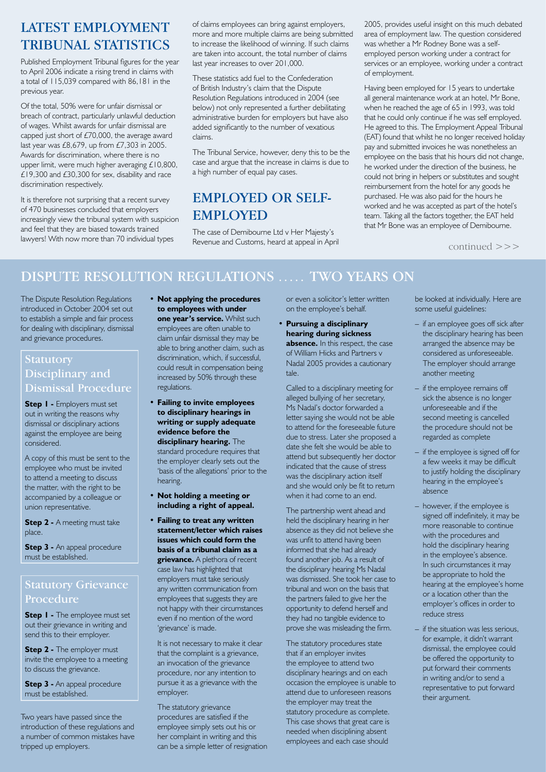## LATEST EMPLOYMENT TRIBUNAL STATISTICS

Published Employment Tribunal figures for the year to April 2006 indicate a rising trend in claims with a total of 115,039 compared with 86,181 in the previous year.

Of the total, 50% were for unfair dismissal or breach of contract, particularly unlawful deduction of wages. Whilst awards for unfair dismissal are capped just short of £70,000, the average award last year was £8,679, up from £7,303 in 2005. Awards for discrimination, where there is no upper limit, were much higher averaging £10,800, £19,300 and £30,300 for sex, disability and race discrimination respectively.

It is therefore not surprising that a recent survey of 470 businesses concluded that employers increasingly view the tribunal system with suspicion and feel that they are biased towards trained lawyers! With now more than 70 individual types of claims employees can bring against employers, more and more multiple claims are being submitted to increase the likelihood of winning. If such claims are taken into account, the total number of claims last year increases to over 201,000.

These statistics add fuel to the Confederation of British Industry's claim that the Dispute Resolution Regulations introduced in 2004 (see below) not only represented a further debilitating administrative burden for employers but have also added significantly to the number of vexatious claims.

The Tribunal Service, however, deny this to be the case and argue that the increase in claims is due to a high number of equal pay cases.

## EMPLOYED OR SELF-EMPLOYED

The case of Demibourne Ltd v Her Majesty's Revenue and Customs, heard at appeal in April 2005, provides useful insight on this much debated area of employment law. The question considered was whether a Mr Rodney Bone was a self-employed person working under a contract for services or an employee, working under a contract of employment.

Having been employed for 15 years to undertake all general maintenance work at an hotel, Mr Bone, when he reached the age of 65 in 1993, was told that he could only continue if he was self employed. He agreed to this. The Employment Appeal Tribunal (EAT) found that whilst he no longer received holiday pay and submitted invoices he was nonetheless an employee on the basis that his hours did not change, he worked under the direction of the business, he could not bring in helpers or substitutes and sought reimbursement from the hotel for any goods he purchased. He was also paid for the hours he worked and he was accepted as part of the hotel's team. Taking all the factors together, the EAT held that Mr Bone was an employee of Demibourne.

continued >>>

## DISPUTE RESOLUTION REGULATIONS ..... TWO YEARS ON

The Dispute Resolution Regulations introduced in October 2004 set out to establish a simple and fair process for dealing with disciplinary, dismissal and grievance procedures.

### Statutory Disciplinary and Dismissal Procedure

**Step 1 -** Employers must set out in writing the reasons why dismissal or disciplinary actions against the employee are being considered.

A copy of this must be sent to the employee who must be invited to attend a meeting to discuss the matter, with the right to be accompanied by a colleague or union representative.

**Step 2 -** A meeting must take place.

**Step 3 -** An appeal procedure must be established.

### Statutory Grievance Procedure

**Step 1 -** The employee must set out their grievance in writing and send this to their employer.

**Step 2 -** The employer must invite the employee to a meeting to discuss the grievance.

**Step 3 -** An appeal procedure must be established.

Two years have passed since the introduction of these regulations and a number of common mistakes have tripped up employers.

- **Not applying the procedures to employees with under one year's service.** Whilst such employees are often unable to claim unfair dismissal they may be able to bring another claim, such as discrimination, which, if successful, could result in compensation being increased by 50% through these regulations.
- **Failing to invite employees to disciplinary hearings in writing or supply adequate evidence before the disciplinary hearing.** The standard procedure requires that the employer clearly sets out the 'basis of the allegations' prior to the hearing.
- **Not holding a meeting or including a right of appeal.**
- **Failing to treat any written statement/letter which raises issues which could form the basis of a tribunal claim as a grievance.** A plethora of recent case law has highlighted that employers must take seriously any written communication from employees that suggests they are not happy with their circumstances even if no mention of the word 'grievance' is made.

  It is not necessary to make it clear that the complaint is a grievance, an invocation of the grievance procedure, nor any intention to pursue it as a grievance with the employer.

  The statutory grievance procedures are satisfied if the employee simply sets out his or her complaint in writing and this can be a simple letter of resignation or even a solicitor's letter written on the employee's behalf.
- **Pursuing a disciplinary hearing during sickness absence.** In this respect, the case of William Hicks and Partners v Nadal 2005 provides a cautionary tale.

  Called to a disciplinary meeting for alleged bullying of her secretary, Ms Nadal's doctor forwarded a letter saying she would not be able to attend for the foreseeable future due to stress. Later she proposed a date she felt she would be able to attend but subsequently her doctor indicated that the cause of stress was the disciplinary action itself and she would only be fit to return when it had come to an end.

  The partnership went ahead and held the disciplinary hearing in her absence as they did not believe she was unfit to attend having been informed that she had already found another job. As a result of the disciplinary hearing Ms Nadal was dismissed. She took her case to tribunal and won on the basis that the partners failed to give her the opportunity to defend herself and they had no tangible evidence to prove she was misleading the firm.

  The statutory procedures state that if an employer invites the employee to attend two disciplinary hearings and on each occasion the employee is unable to attend due to unforeseen reasons the employer may treat the statutory procedure as complete. This case shows that great care is needed when disciplining absent employees and each case should be looked at individually. Here are some useful guidelines:

  - if an employee goes off sick after the disciplinary hearing has been arranged the absence may be considered as unforeseeable. The employer should arrange another meeting
  - if the employee remains off sick the absence is no longer unforeseeable and if the second meeting is cancelled the procedure should not be regarded as complete
  - if the employee is signed off for a few weeks it may be difficult to justify holding the disciplinary hearing in the employee's absence
  - however, if the employee is signed off indefinitely, it may be more reasonable to continue with the procedures and hold the disciplinary hearing in the employee's absence. In such circumstances it may be appropriate to hold the hearing at the employee's home or a location other than the employer's offices in order to reduce stress
  - if the situation was less serious, for example, it didn't warrant dismissal, the employee could be offered the opportunity to put forward their comments in writing and/or to send a representative to put forward their argument.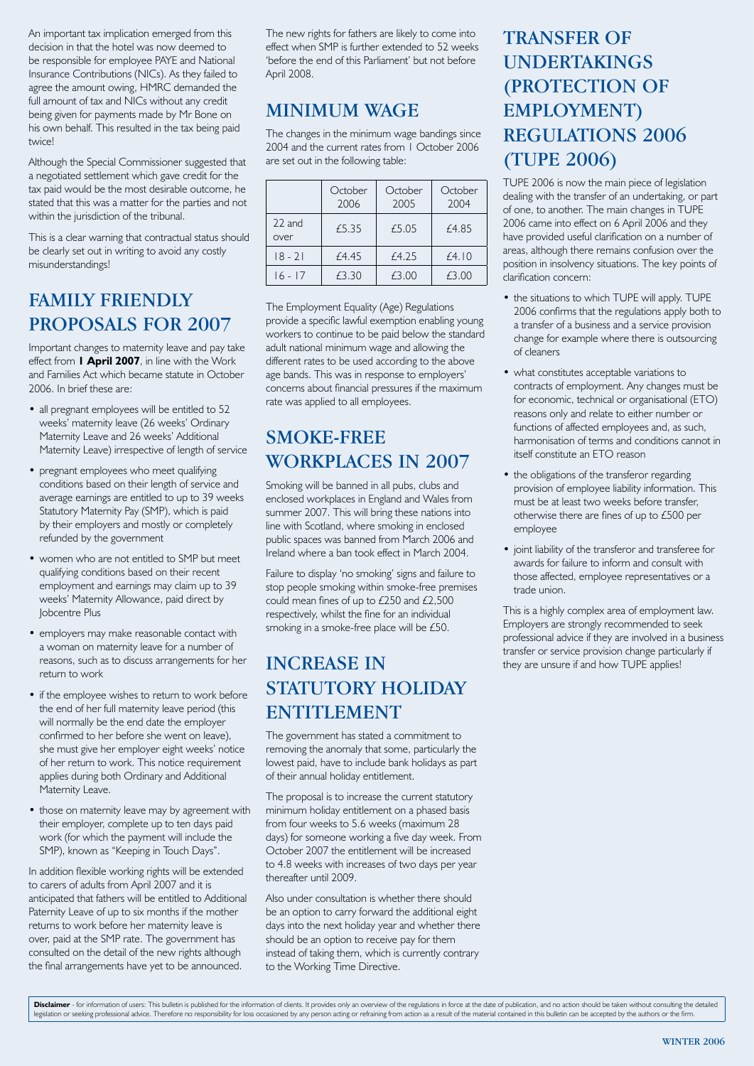An important tax implication emerged from this decision in that the hotel was now deemed to be responsible for employee PAYE and National Insurance Contributions (NICs). As they failed to agree the amount owing, HMRC demanded the full amount of tax and NICs without any credit being given for payments made by Mr Bone on his own behalf. This resulted in the tax being paid twice!

Although the Special Commissioner suggested that a negotiated settlement which gave credit for the tax paid would be the most desirable outcome, he stated that this was a matter for the parties and not within the jurisdiction of the tribunal.

This is a clear warning that contractual status should be clearly set out in writing to avoid any costly misunderstandings!

## FAMILY FRIENDLY PROPOSALS FOR 2007

Important changes to maternity leave and pay take effect from **1 April 2007**, in line with the Work and Families Act which became statute in October 2006. In brief these are:

- all pregnant employees will be entitled to 52 weeks' maternity leave (26 weeks' Ordinary Maternity Leave and 26 weeks' Additional Maternity Leave) irrespective of length of service
- pregnant employees who meet qualifying conditions based on their length of service and average earnings are entitled to up to 39 weeks Statutory Maternity Pay (SMP), which is paid by their employers and mostly or completely refunded by the government
- women who are not entitled to SMP but meet qualifying conditions based on their recent employment and earnings may claim up to 39 weeks' Maternity Allowance, paid direct by Jobcentre Plus
- employers may make reasonable contact with a woman on maternity leave for a number of reasons, such as to discuss arrangements for her return to work
- if the employee wishes to return to work before the end of her full maternity leave period (this will normally be the end date the employer confirmed to her before she went on leave), she must give her employer eight weeks' notice of her return to work. This notice requirement applies during both Ordinary and Additional Maternity Leave.
- those on maternity leave may by agreement with their employer, complete up to ten days paid work (for which the payment will include the SMP), known as "Keeping in Touch Days".

In addition flexible working rights will be extended to carers of adults from April 2007 and it is anticipated that fathers will be entitled to Additional Paternity Leave of up to six months if the mother returns to work before her maternity leave is over, paid at the SMP rate. The government has consulted on the detail of the new rights although the final arrangements have yet to be announced.

The new rights for fathers are likely to come into effect when SMP is further extended to 52 weeks 'before the end of this Parliament' but not before April 2008.

## MINIMUM WAGE

The changes in the minimum wage bandings since 2004 and the current rates from 1 October 2006 are set out in the following table:

| | October 2006 | October 2005 | October 2004 |
|---|---|---|---|
| 22 and over | £5.35 | £5.05 | £4.85 |
| 18 - 21 | £4.45 | £4.25 | £4.10 |
| 16 - 17 | £3.30 | £3.00 | £3.00 |

The Employment Equality (Age) Regulations provide a specific lawful exemption enabling young workers to continue to be paid below the standard adult national minimum wage and allowing the different rates to be used according to the above age bands. This was in response to employers' concerns about financial pressures if the maximum rate was applied to all employees.

## SMOKE-FREE WORKPLACES IN 2007

Smoking will be banned in all pubs, clubs and enclosed workplaces in England and Wales from summer 2007. This will bring these nations into line with Scotland, where smoking in enclosed public spaces was banned from March 2006 and Ireland where a ban took effect in March 2004.

Failure to display 'no smoking' signs and failure to stop people smoking within smoke-free premises could mean fines of up to £250 and £2,500 respectively, whilst the fine for an individual smoking in a smoke-free place will be £50.

## INCREASE IN STATUTORY HOLIDAY ENTITLEMENT

The government has stated a commitment to removing the anomaly that some, particularly the lowest paid, have to include bank holidays as part of their annual holiday entitlement.

The proposal is to increase the current statutory minimum holiday entitlement on a phased basis from four weeks to 5.6 weeks (maximum 28 days) for someone working a five day week. From October 2007 the entitlement will be increased to 4.8 weeks with increases of two days per year thereafter until 2009.

Also under consultation is whether there should be an option to carry forward the additional eight days into the next holiday year and whether there should be an option to receive pay for them instead of taking them, which is currently contrary to the Working Time Directive.

## TRANSFER OF UNDERTAKINGS (PROTECTION OF EMPLOYMENT) REGULATIONS 2006 (TUPE 2006)

TUPE 2006 is now the main piece of legislation dealing with the transfer of an undertaking, or part of one, to another. The main changes in TUPE 2006 came into effect on 6 April 2006 and they have provided useful clarification on a number of areas, although there remains confusion over the position in insolvency situations. The key points of clarification concern:

- the situations to which TUPE will apply. TUPE 2006 confirms that the regulations apply both to a transfer of a business and a service provision change for example where there is outsourcing of cleaners
- what constitutes acceptable variations to contracts of employment. Any changes must be for economic, technical or organisational (ETO) reasons only and relate to either number or functions of affected employees and, as such, harmonisation of terms and conditions cannot in itself constitute an ETO reason
- the obligations of the transferor regarding provision of employee liability information. This must be at least two weeks before transfer, otherwise there are fines of up to £500 per employee
- joint liability of the transferor and transferee for awards for failure to inform and consult with those affected, employee representatives or a trade union.

This is a highly complex area of employment law. Employers are strongly recommended to seek professional advice if they are involved in a business transfer or service provision change particularly if they are unsure if and how TUPE applies!

**Disclaimer** - for information of users: This bulletin is published for the information of clients. It provides only an overview of the regulations in force at the date of publication, and no action should be taken without consulting the detailed legislation or seeking professional advice. Therefore no responsibility for loss occasioned by any person acting or refraining from action as a result of the material contained in this bulletin can be accepted by the authors or the firm.

WINTER 2006